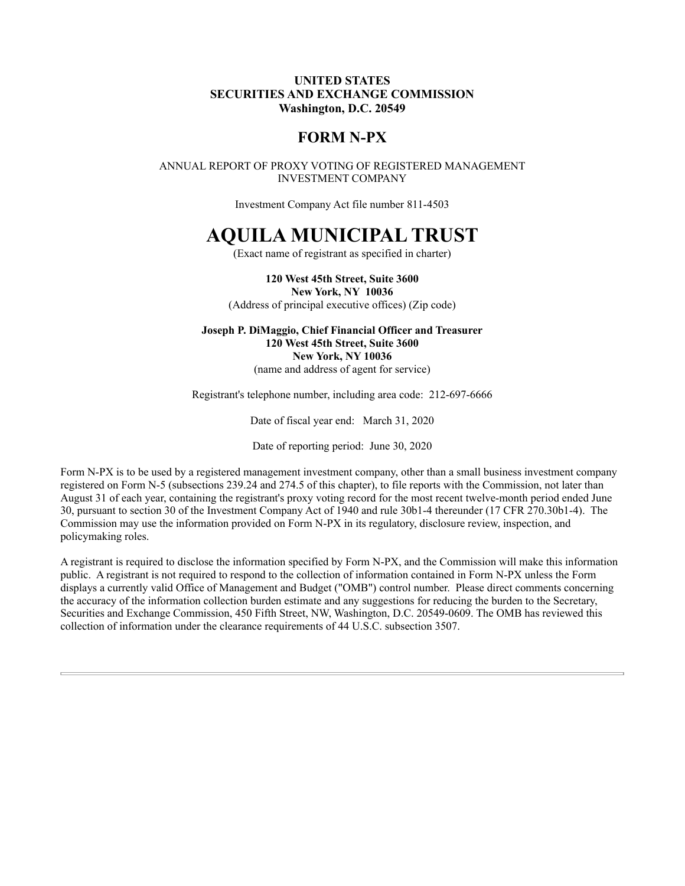**UNITED STATES**
**SECURITIES AND EXCHANGE COMMISSION**
**Washington, D.C. 20549**

## FORM N-PX

ANNUAL REPORT OF PROXY VOTING OF REGISTERED MANAGEMENT INVESTMENT COMPANY

Investment Company Act file number 811-4503

# AQUILA MUNICIPAL TRUST

(Exact name of registrant as specified in charter)

**120 West 45th Street, Suite 3600**
**New York, NY 10036**
(Address of principal executive offices) (Zip code)

**Joseph P. DiMaggio, Chief Financial Officer and Treasurer**
**120 West 45th Street, Suite 3600**
**New York, NY 10036**
(name and address of agent for service)

Registrant's telephone number, including area code: 212-697-6666

Date of fiscal year end: March 31, 2020

Date of reporting period: June 30, 2020

Form N-PX is to be used by a registered management investment company, other than a small business investment company registered on Form N-5 (subsections 239.24 and 274.5 of this chapter), to file reports with the Commission, not later than August 31 of each year, containing the registrant's proxy voting record for the most recent twelve-month period ended June 30, pursuant to section 30 of the Investment Company Act of 1940 and rule 30b1-4 thereunder (17 CFR 270.30b1-4). The Commission may use the information provided on Form N-PX in its regulatory, disclosure review, inspection, and policymaking roles.

A registrant is required to disclose the information specified by Form N-PX, and the Commission will make this information public. A registrant is not required to respond to the collection of information contained in Form N-PX unless the Form displays a currently valid Office of Management and Budget ("OMB") control number. Please direct comments concerning the accuracy of the information collection burden estimate and any suggestions for reducing the burden to the Secretary, Securities and Exchange Commission, 450 Fifth Street, NW, Washington, D.C. 20549-0609. The OMB has reviewed this collection of information under the clearance requirements of 44 U.S.C. subsection 3507.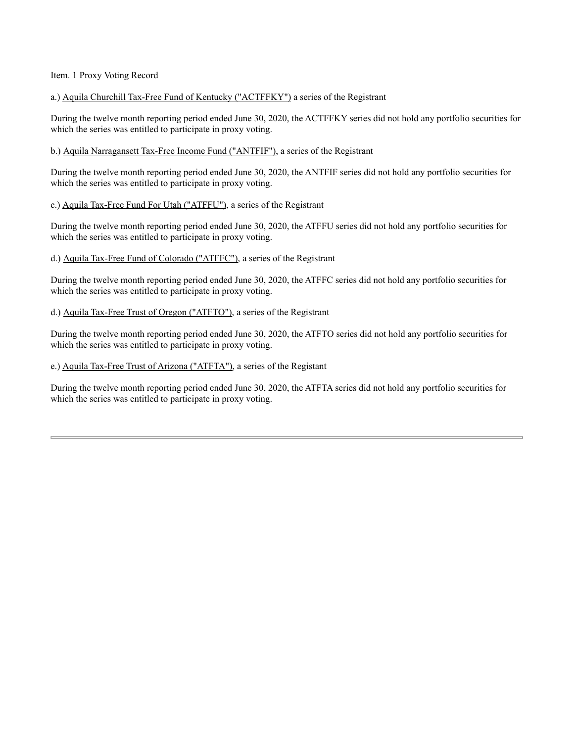Item. 1 Proxy Voting Record

a.) Aquila Churchill Tax-Free Fund of Kentucky ("ACTFFKY") a series of the Registrant

During the twelve month reporting period ended June 30, 2020, the ACTFFKY series did not hold any portfolio securities for which the series was entitled to participate in proxy voting.

b.) Aquila Narragansett Tax-Free Income Fund ("ANTFIF"), a series of the Registrant

During the twelve month reporting period ended June 30, 2020, the ANTFIF series did not hold any portfolio securities for which the series was entitled to participate in proxy voting.

c.) Aquila Tax-Free Fund For Utah ("ATFFU"), a series of the Registrant

During the twelve month reporting period ended June 30, 2020, the ATFFU series did not hold any portfolio securities for which the series was entitled to participate in proxy voting.

d.) Aquila Tax-Free Fund of Colorado ("ATFFC"), a series of the Registrant

During the twelve month reporting period ended June 30, 2020, the ATFFC series did not hold any portfolio securities for which the series was entitled to participate in proxy voting.

d.) Aquila Tax-Free Trust of Oregon ("ATFTO"), a series of the Registrant

During the twelve month reporting period ended June 30, 2020, the ATFTO series did not hold any portfolio securities for which the series was entitled to participate in proxy voting.

e.) Aquila Tax-Free Trust of Arizona ("ATFTA"), a series of the Registant

During the twelve month reporting period ended June 30, 2020, the ATFTA series did not hold any portfolio securities for which the series was entitled to participate in proxy voting.

---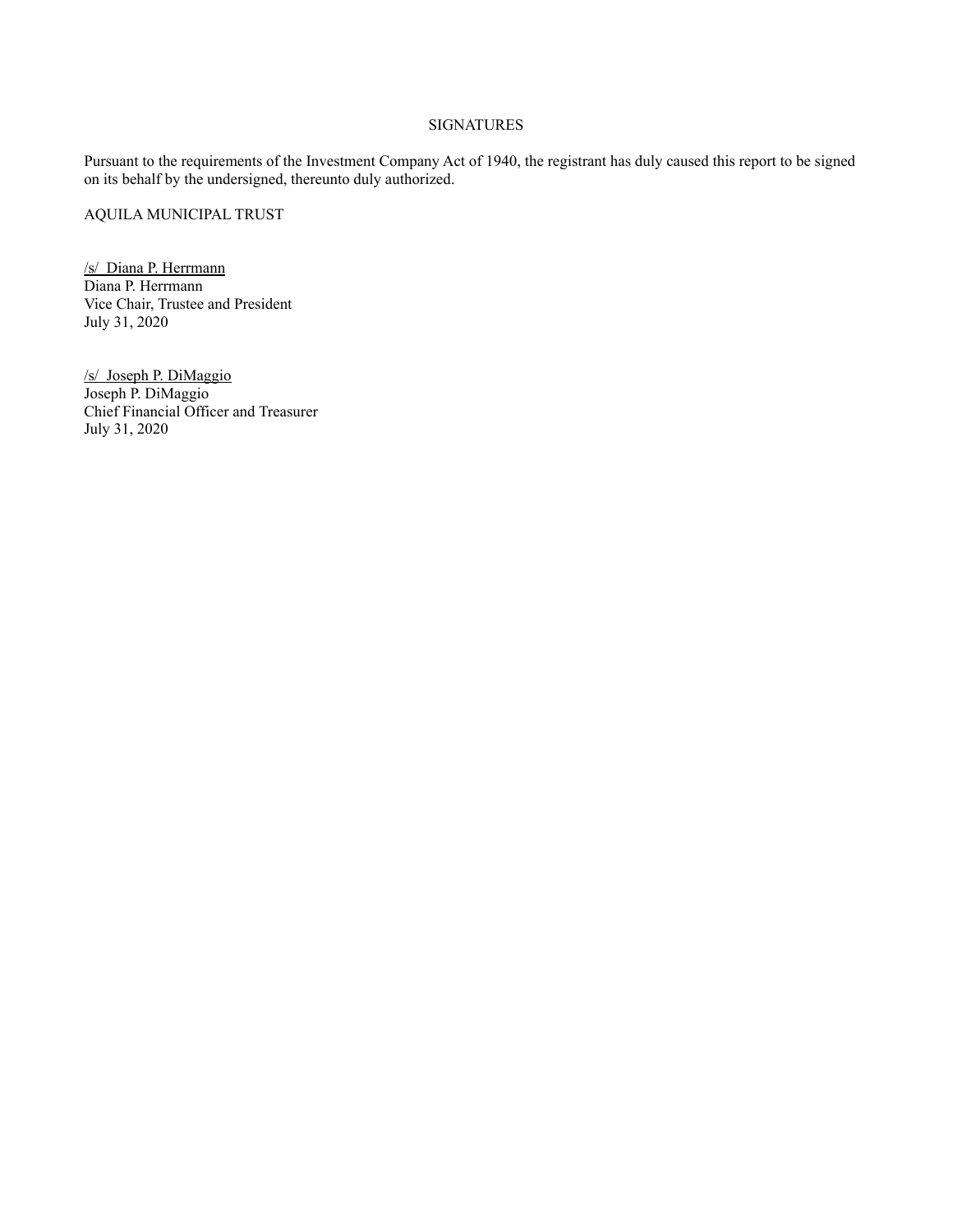SIGNATURES

Pursuant to the requirements of the Investment Company Act of 1940, the registrant has duly caused this report to be signed on its behalf by the undersigned, thereunto duly authorized.

AQUILA MUNICIPAL TRUST

/s/ Diana P. Herrmann
Diana P. Herrmann
Vice Chair, Trustee and President
July 31, 2020

/s/ Joseph P. DiMaggio
Joseph P. DiMaggio
Chief Financial Officer and Treasurer
July 31, 2020